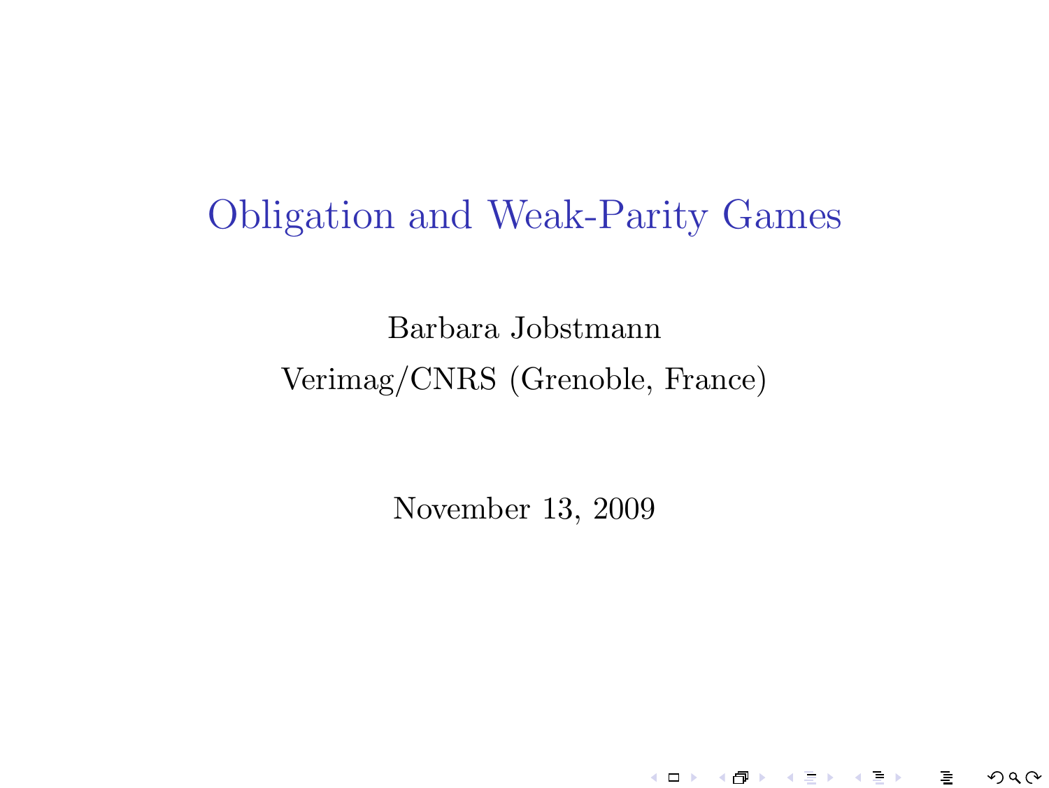# Obligation and Weak-Parity Games

Barbara Jobstmann

Verimag/CNRS (Grenoble, France)

November 13, 2009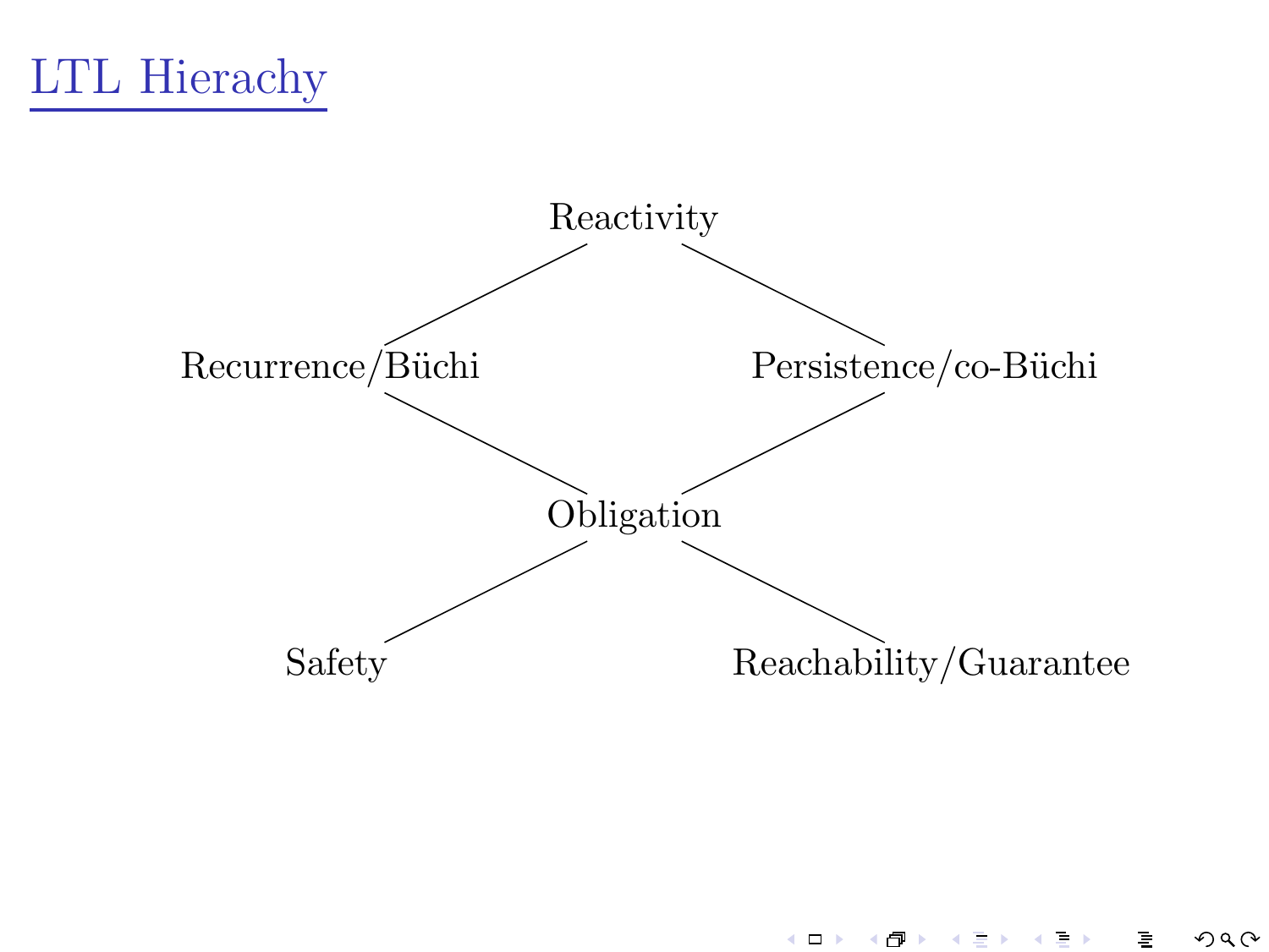# LTL Hierachy

Reactivity

Recurrence/Büchi

Persistence/co-Büchi

Obligation

Safety

Reachability/Guarantee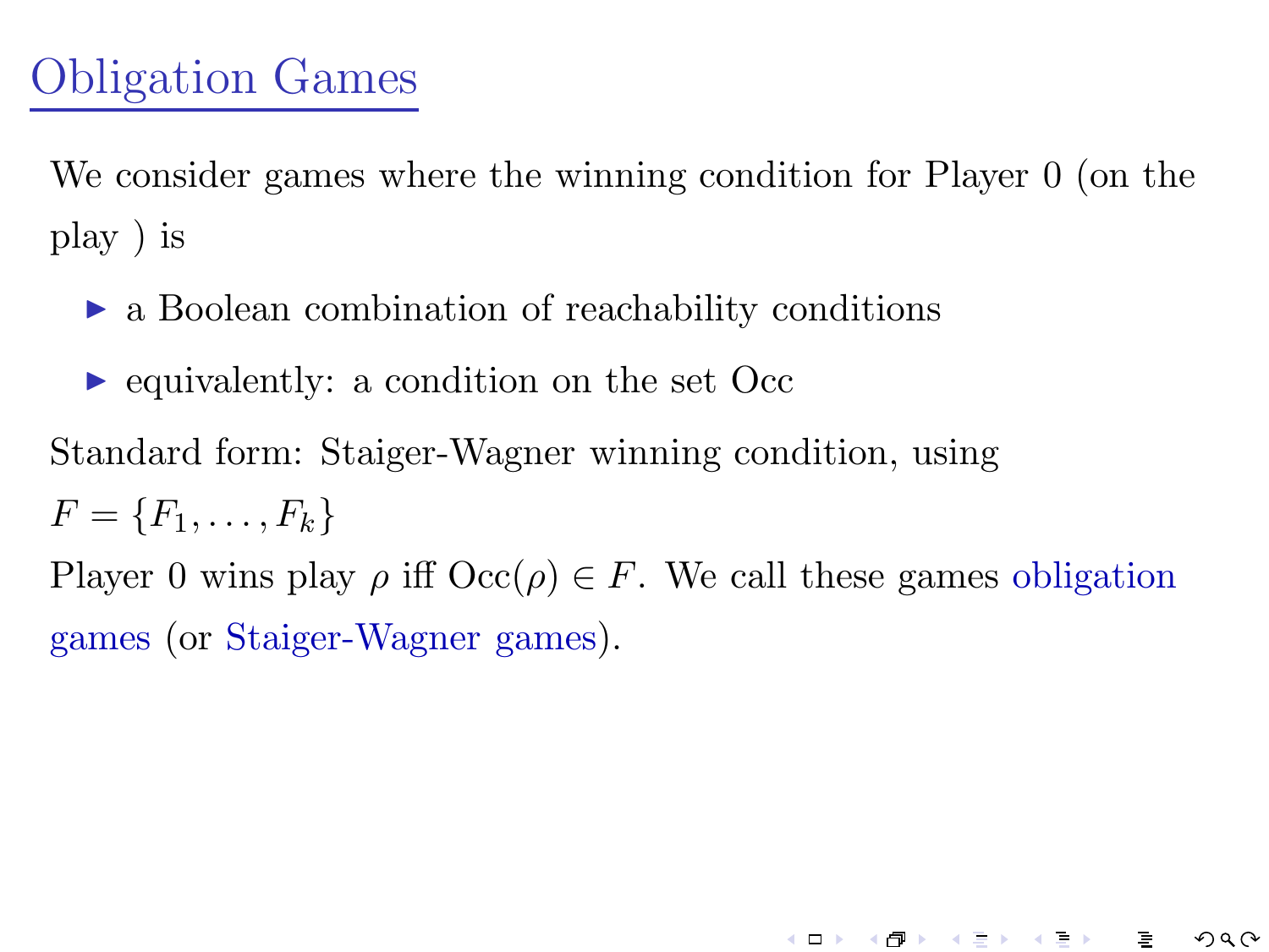# Obligation Games

We consider games where the winning condition for Player 0 (on the play ) is

- a Boolean combination of reachability conditions
- equivalently: a condition on the set Occ

Standard form: Staiger-Wagner winning condition, using $F = \{F_1, \ldots, F_k\}$

Player 0 wins play $\rho$ iff $\mathrm{Occ}(\rho) \in F$. We call these games obligation games (or Staiger-Wagner games).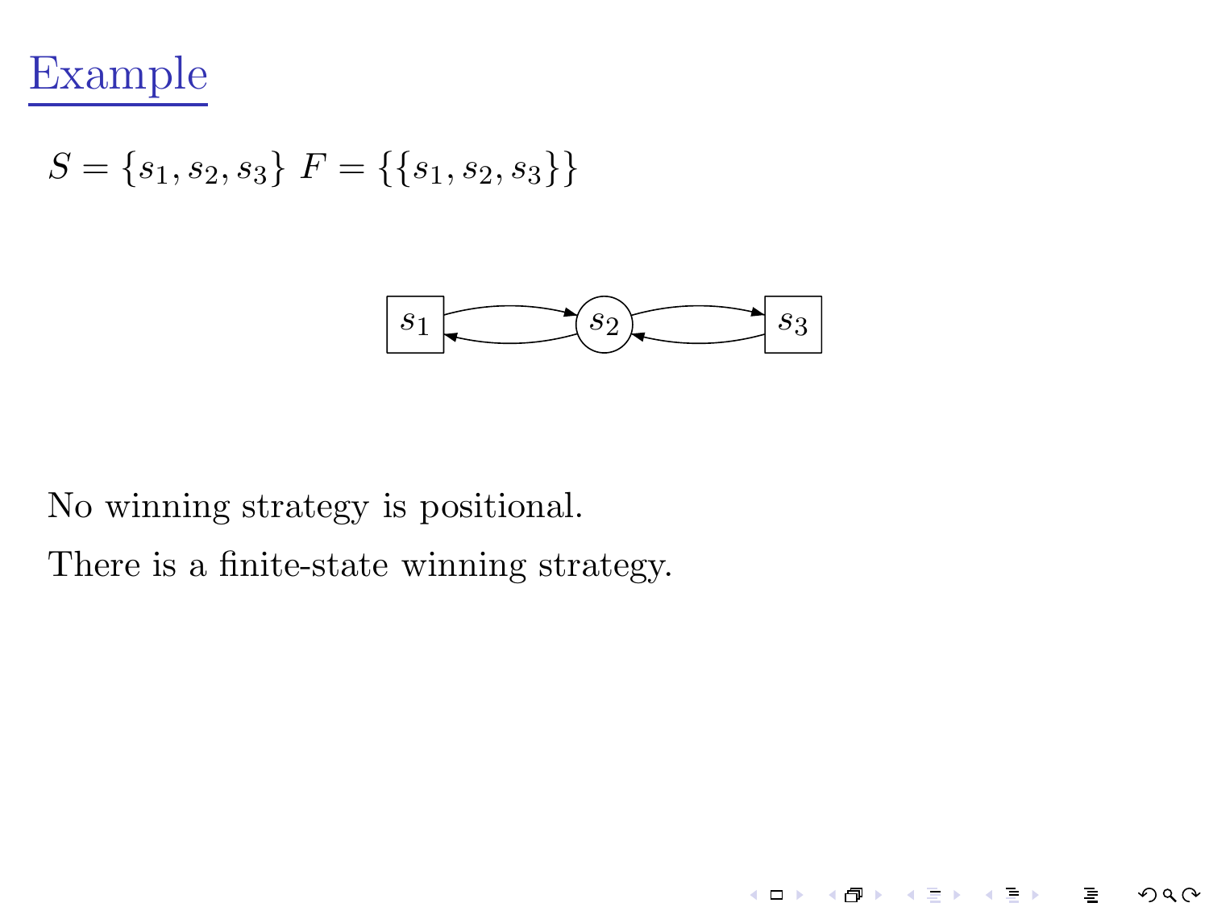# Example

$S = \{s_1, s_2, s_3\}$ $F = \{\{s_1, s_2, s_3\}\}$

No winning strategy is positional.

There is a finite-state winning strategy.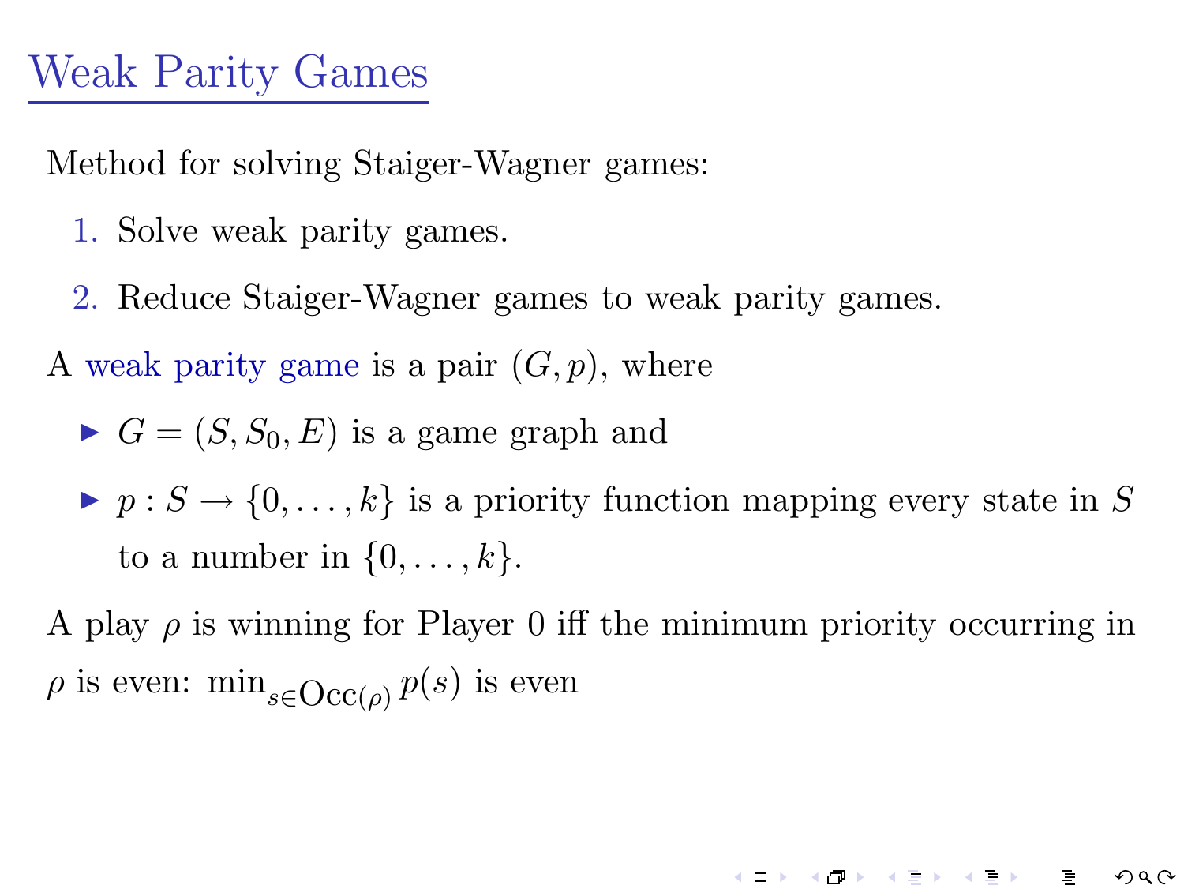# Weak Parity Games

Method for solving Staiger-Wagner games:

1. Solve weak parity games.
2. Reduce Staiger-Wagner games to weak parity games.

A weak parity game is a pair $(G, p)$, where

- $G = (S, S_0, E)$ is a game graph and
- $p : S \to \{0, \ldots, k\}$ is a priority function mapping every state in $S$ to a number in $\{0, \ldots, k\}$.

A play $\rho$ is winning for Player 0 iff the minimum priority occurring in $\rho$ is even: $\min_{s \in \mathrm{Occ}(\rho)} p(s)$ is even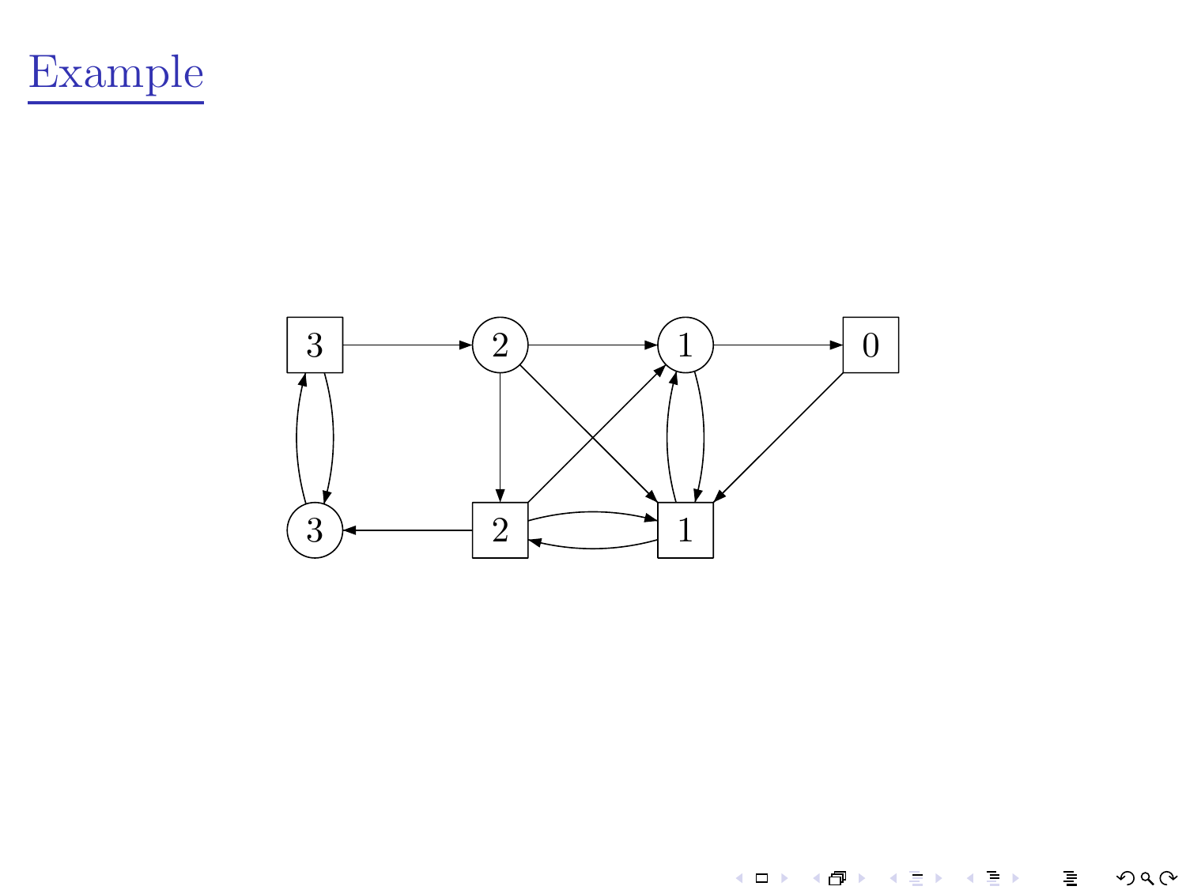# Example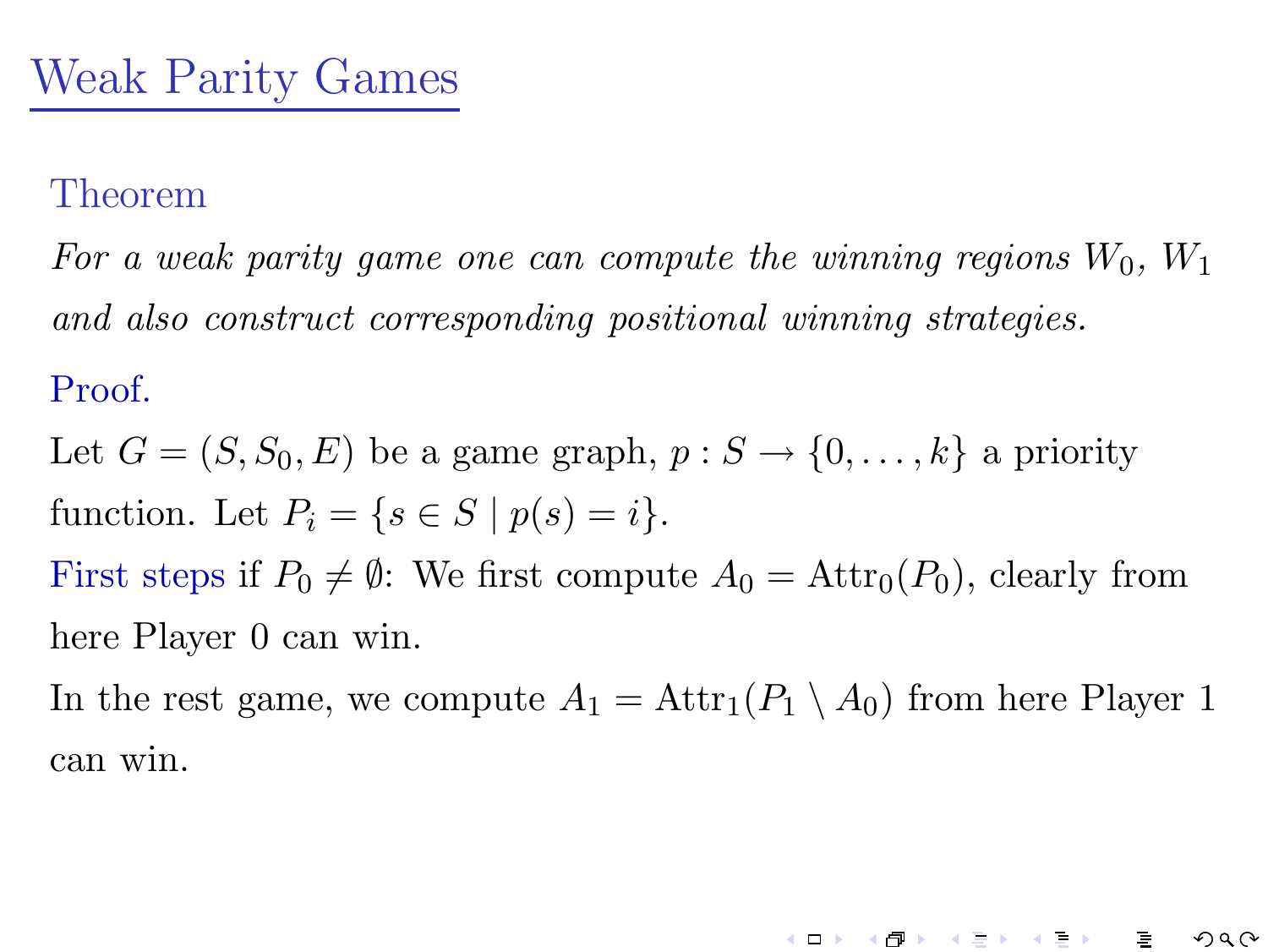# Weak Parity Games

**Theorem**

*For a weak parity game one can compute the winning regions $W_0$, $W_1$ and also construct corresponding positional winning strategies.*

**Proof.**

Let $G = (S, S_0, E)$ be a game graph, $p : S \to \{0, \ldots, k\}$ a priority function. Let $P_i = \{s \in S \mid p(s) = i\}$.

First steps if $P_0 \neq \emptyset$: We first compute $A_0 = \mathrm{Attr}_0(P_0)$, clearly from here Player 0 can win.

In the rest game, we compute $A_1 = \mathrm{Attr}_1(P_1 \setminus A_0)$ from here Player 1 can win.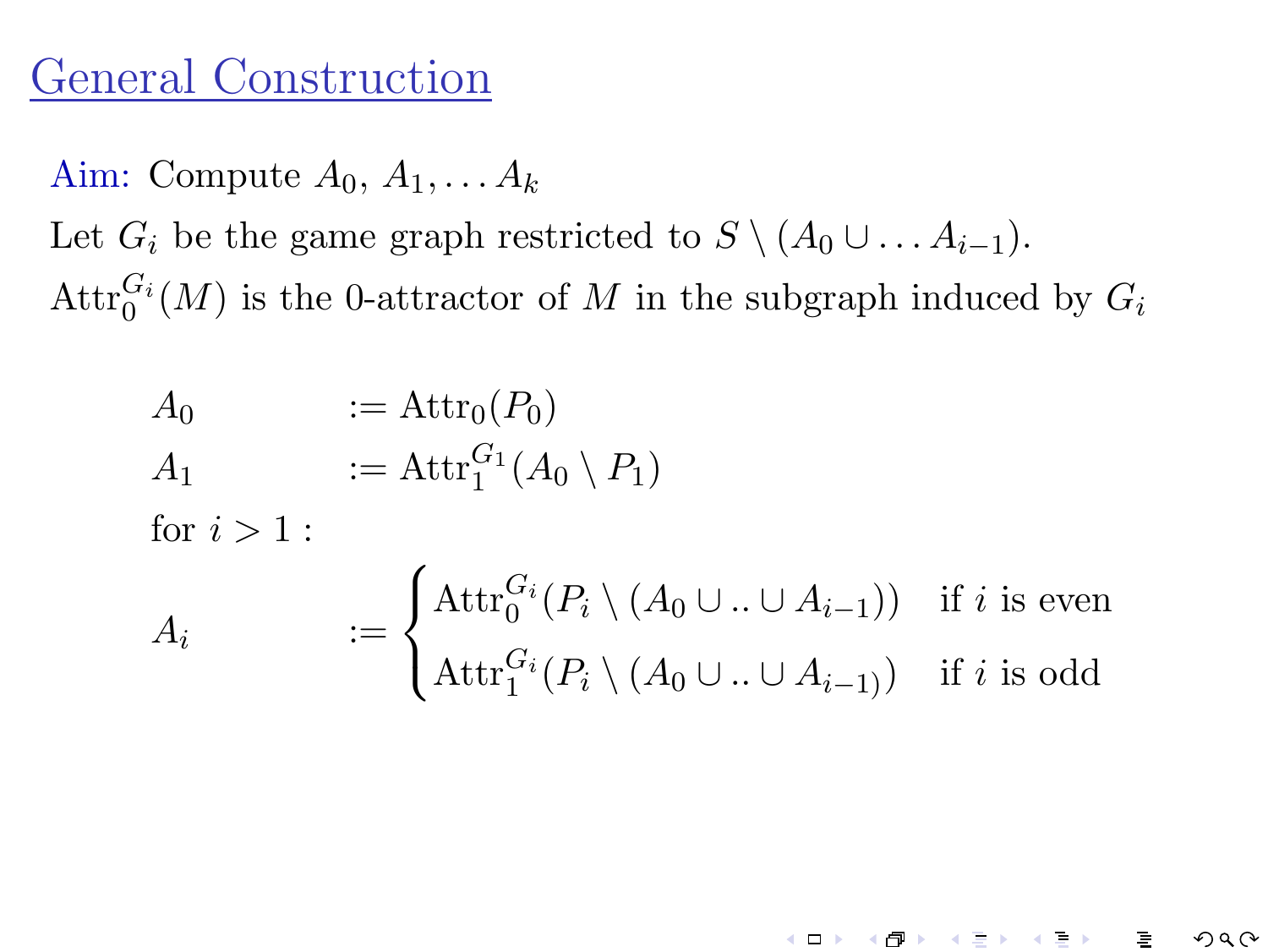# General Construction

Aim: Compute $A_0$, $A_1, \ldots A_k$

Let $G_i$ be the game graph restricted to $S \setminus (A_0 \cup \ldots A_{i-1})$.

$\mathrm{Attr}_0^{G_i}(M)$ is the 0-attractor of $M$ in the subgraph induced by $G_i$

$$
\begin{aligned}
A_0 &:= \mathrm{Attr}_0(P_0) \\
A_1 &:= \mathrm{Attr}_1^{G_1}(A_0 \setminus P_1) \\
&\text{for } i > 1 : \\
A_i &:= \begin{cases} \mathrm{Attr}_0^{G_i}(P_i \setminus (A_0 \cup .. \cup A_{i-1})) & \text{if } i \text{ is even} \\ \mathrm{Attr}_1^{G_i}(P_i \setminus (A_0 \cup .. \cup A_{i-1)}) & \text{if } i \text{ is odd} \end{cases}
\end{aligned}
$$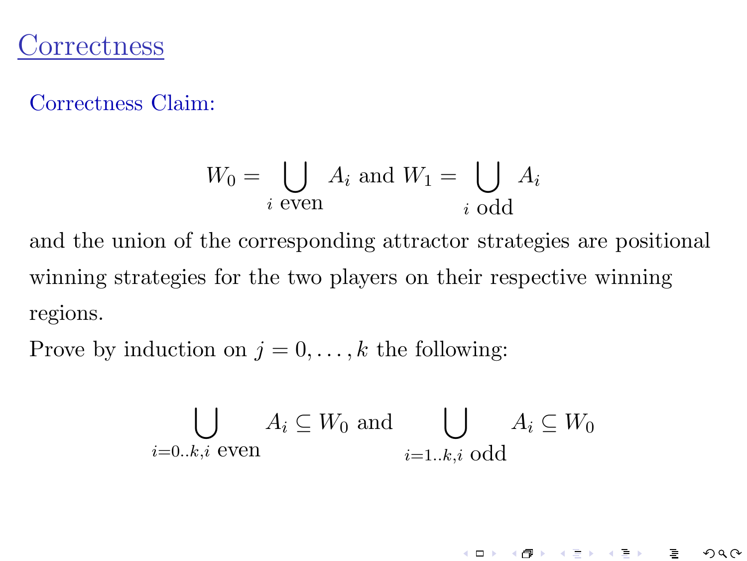# Correctness

Correctness Claim:

$$W_0 = \bigcup_{i \text{ even}} A_i \text{ and } W_1 = \bigcup_{i \text{ odd}} A_i$$

and the union of the corresponding attractor strategies are positional winning strategies for the two players on their respective winning regions.

Prove by induction on $j = 0, \ldots, k$ the following:

$$\bigcup_{i=0..k, i \text{ even}} A_i \subseteq W_0 \text{ and } \bigcup_{i=1..k, i \text{ odd}} A_i \subseteq W_0$$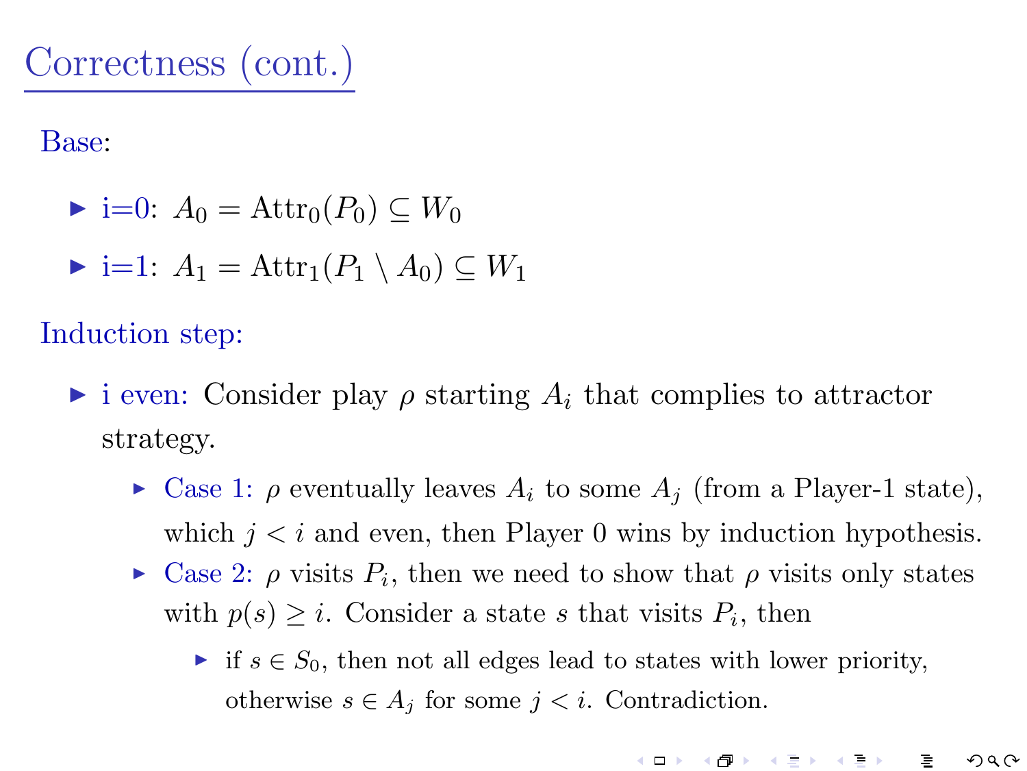# Correctness (cont.)

Base:

- i=0: $A_0 = \text{Attr}_0(P_0) \subseteq W_0$
- i=1: $A_1 = \text{Attr}_1(P_1 \setminus A_0) \subseteq W_1$

Induction step:

- i even: Consider play $\rho$ starting $A_i$ that complies to attractor strategy.
  - Case 1: $\rho$ eventually leaves $A_i$ to some $A_j$ (from a Player-1 state), which $j < i$ and even, then Player 0 wins by induction hypothesis.
  - Case 2: $\rho$ visits $P_i$, then we need to show that $\rho$ visits only states with $p(s) \geq i$. Consider a state $s$ that visits $P_i$, then
    - if $s \in S_0$, then not all edges lead to states with lower priority, otherwise $s \in A_j$ for some $j < i$. Contradiction.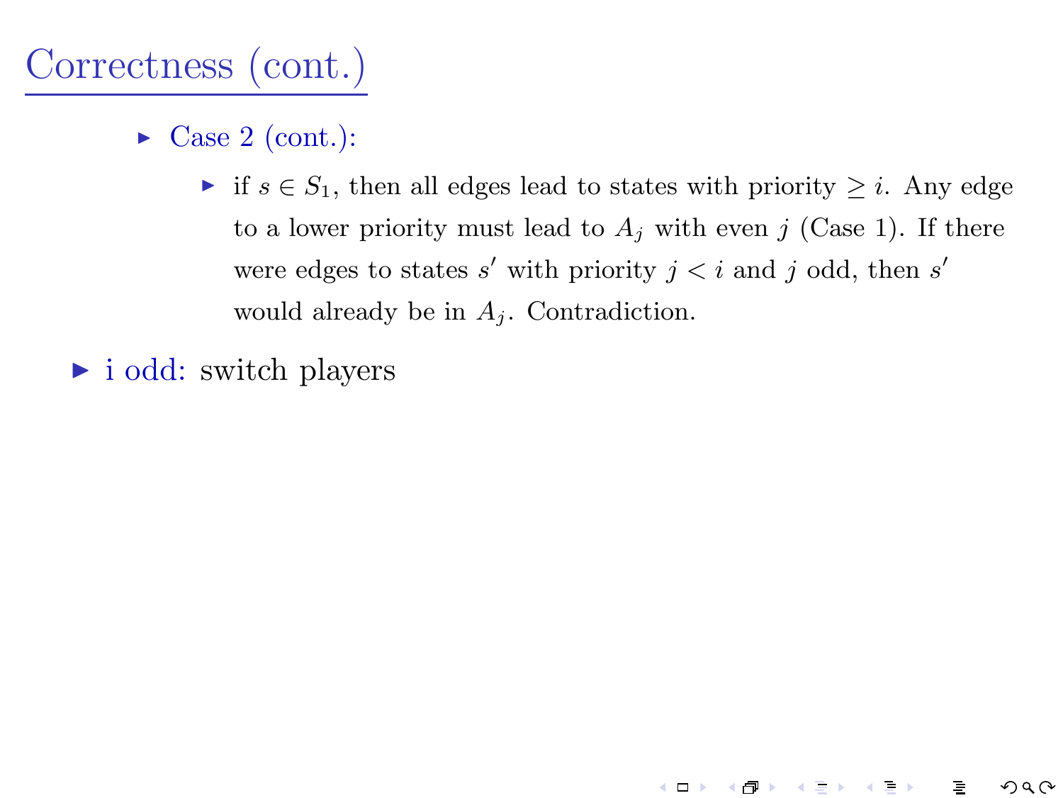# Correctness (cont.)

- Case 2 (cont.):
  - if $s \in S_1$, then all edges lead to states with priority $\geq i$. Any edge to a lower priority must lead to $A_j$ with even $j$ (Case 1). If there were edges to states $s'$ with priority $j < i$ and $j$ odd, then $s'$ would already be in $A_j$. Contradiction.
- i odd: switch players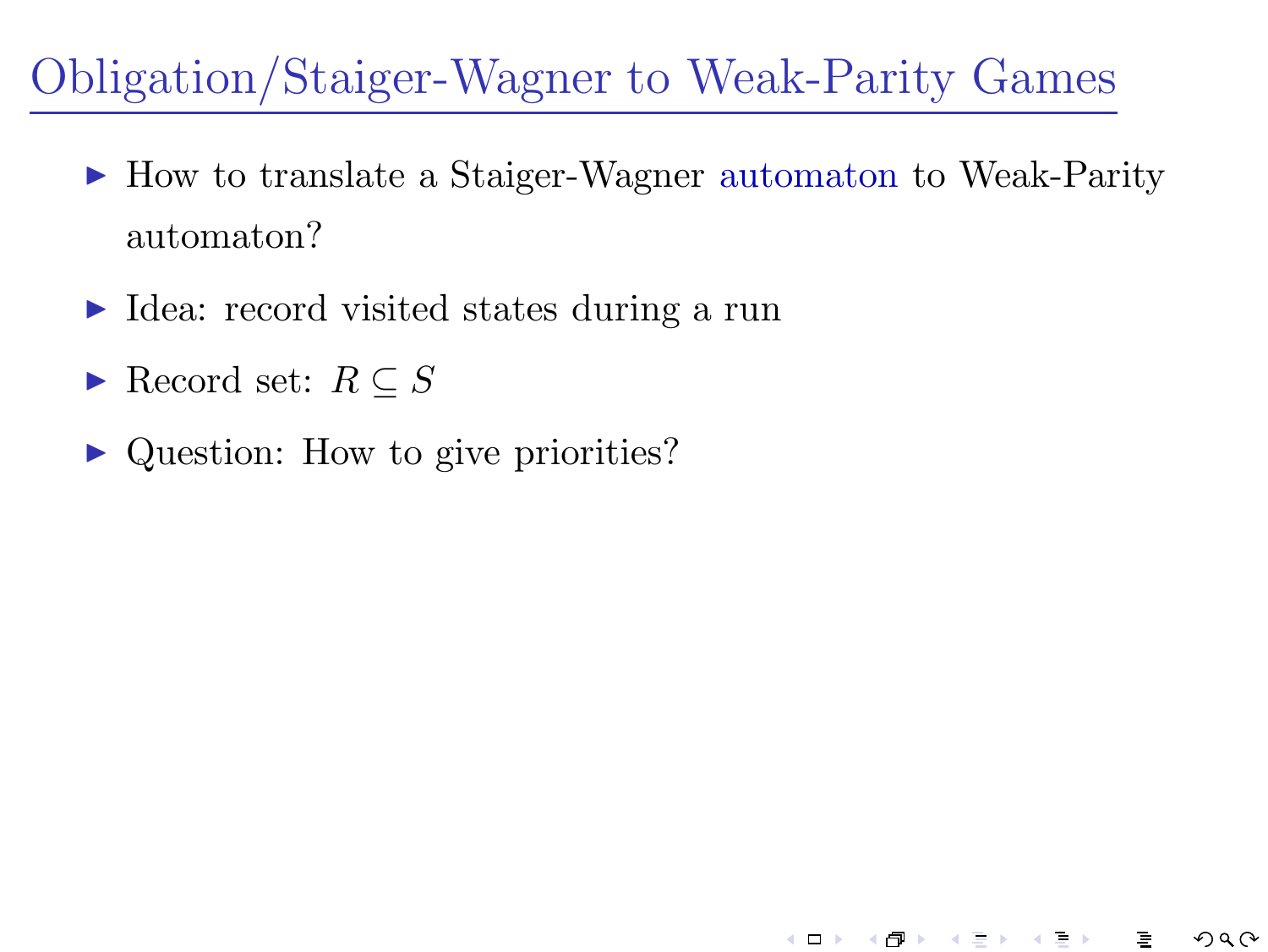# Obligation/Staiger-Wagner to Weak-Parity Games

- How to translate a Staiger-Wagner automaton to Weak-Parity automaton?
- Idea: record visited states during a run
- Record set: $R \subseteq S$
- Question: How to give priorities?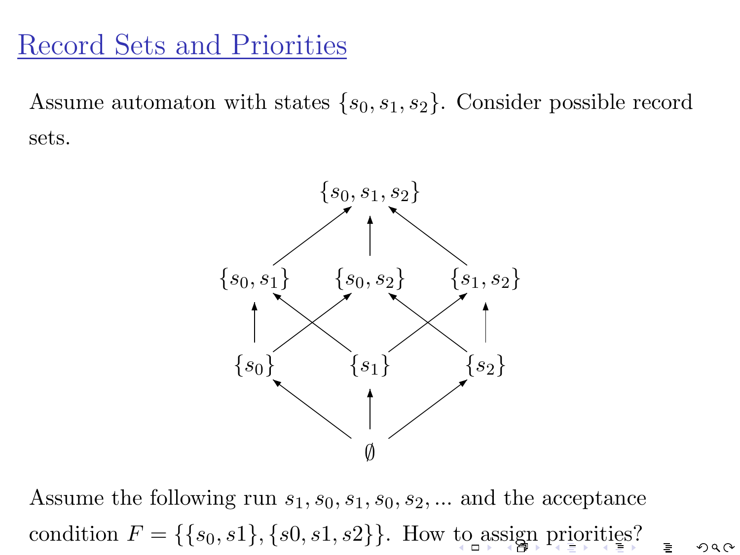# Record Sets and Priorities

Assume automaton with states $\{s_0, s_1, s_2\}$. Consider possible record sets.

$$\{s_0, s_1, s_2\}$$

$$\{s_0, s_1\} \quad \{s_0, s_2\} \quad \{s_1, s_2\}$$

$$\{s_0\} \quad \{s_1\} \quad \{s_2\}$$

$$\emptyset$$

Assume the following run $s_1, s_0, s_1, s_0, s_2, ...$ and the acceptance condition $F = \{\{s_0, s1\}, \{s0, s1, s2\}\}$. How to assign priorities?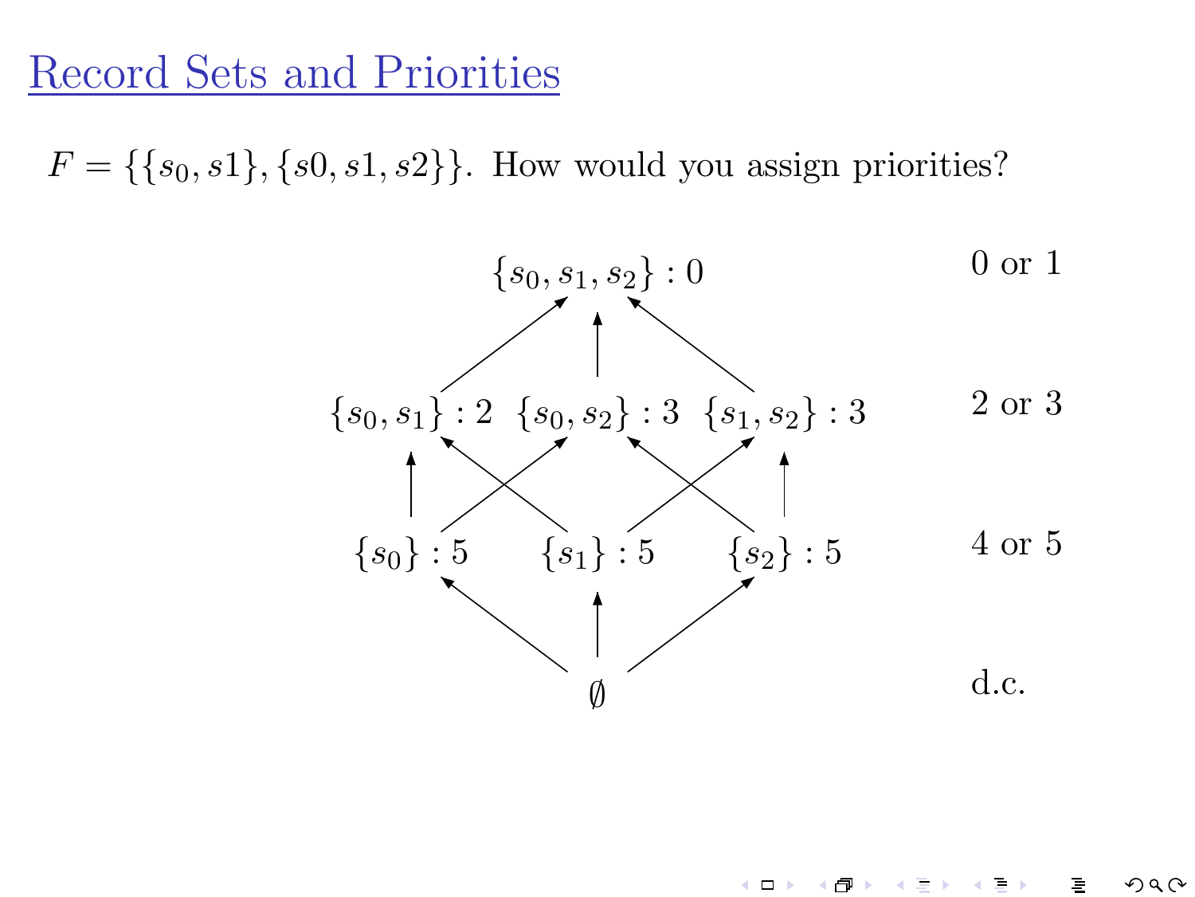# Record Sets and Priorities

$F = \{\{s_0, s1\}, \{s0, s1, s2\}\}$. How would you assign priorities?

$\{s_0, s_1, s_2\} : 0$ — 0 or 1

$\{s_0, s_1\} : 2$ $\{s_0, s_2\} : 3$ $\{s_1, s_2\} : 3$ — 2 or 3

$\{s_0\} : 5$ $\{s_1\} : 5$ $\{s_2\} : 5$ — 4 or 5

$\emptyset$ — d.c.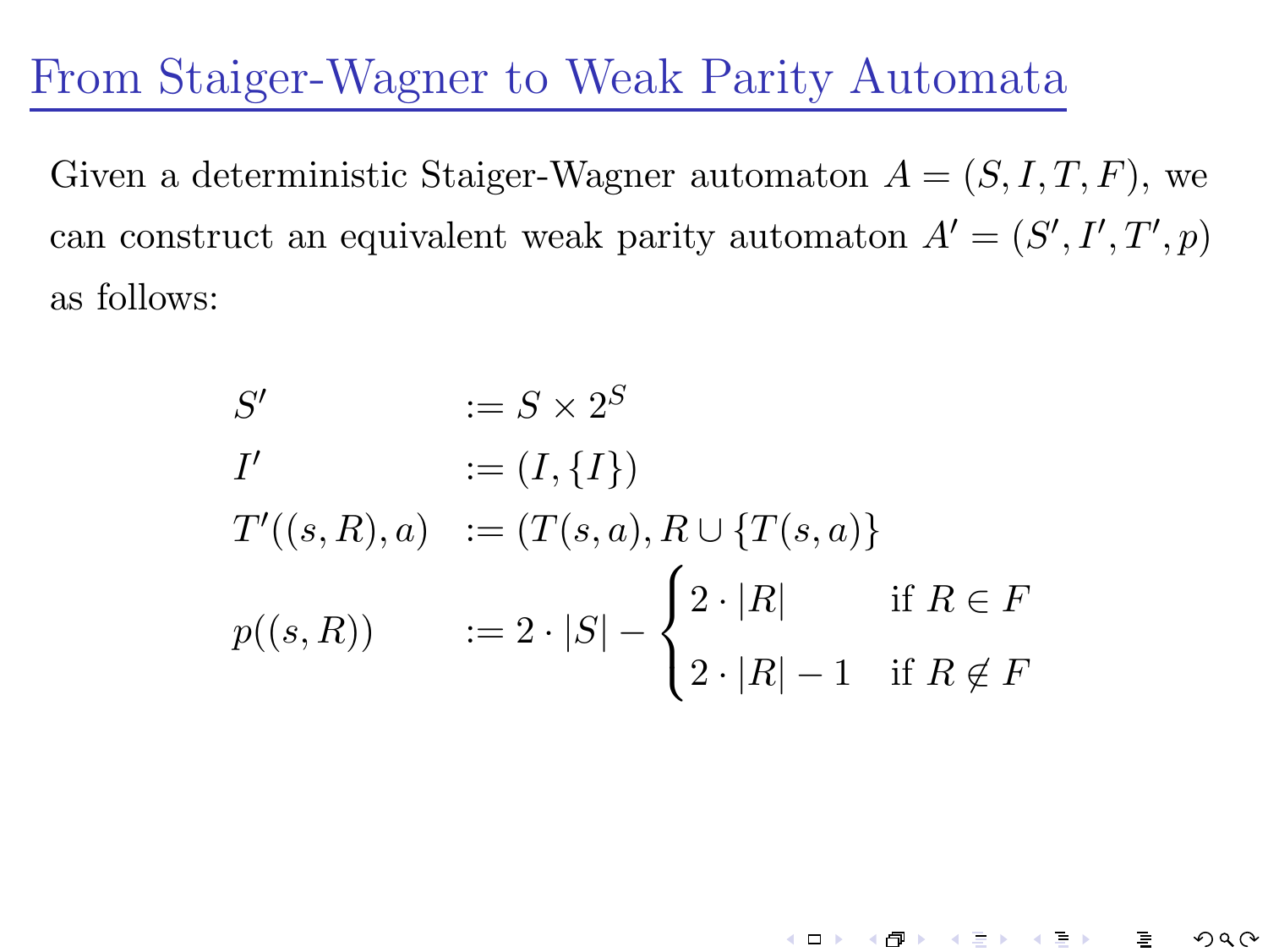# From Staiger-Wagner to Weak Parity Automata

Given a deterministic Staiger-Wagner automaton $A = (S, I, T, F)$, we can construct an equivalent weak parity automaton $A' = (S', I', T', p)$ as follows:

$$
\begin{aligned}
S' &:= S \times 2^S \\
I' &:= (I, \{I\}) \\
T'((s, R), a) &:= (T(s, a), R \cup \{T(s, a)\} \\
p((s, R)) &:= 2 \cdot |S| - \begin{cases} 2 \cdot |R| & \text{if } R \in F \\ 2 \cdot |R| - 1 & \text{if } R \notin F \end{cases}
\end{aligned}
$$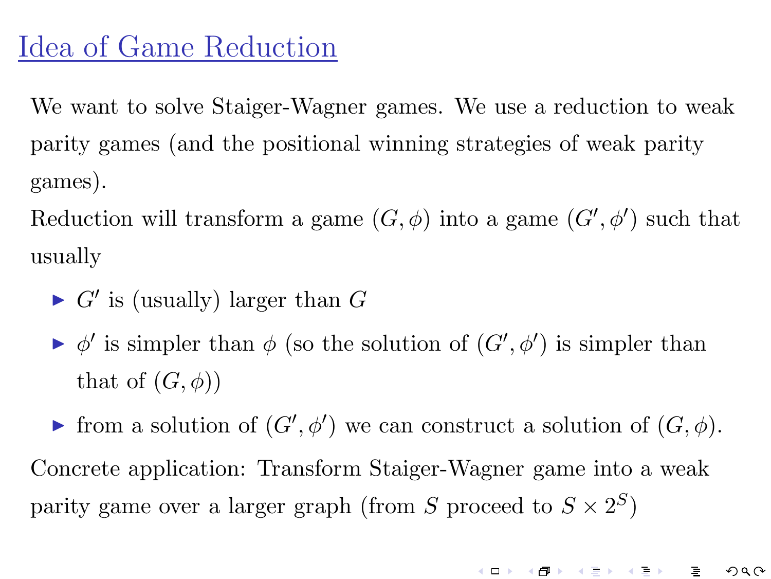# Idea of Game Reduction

We want to solve Staiger-Wagner games. We use a reduction to weak parity games (and the positional winning strategies of weak parity games).

Reduction will transform a game $(G, \phi)$ into a game $(G', \phi')$ such that usually

- $G'$ is (usually) larger than $G$
- $\phi'$ is simpler than $\phi$ (so the solution of $(G', \phi')$ is simpler than that of $(G, \phi)$)
- from a solution of $(G', \phi')$ we can construct a solution of $(G, \phi)$.

Concrete application: Transform Staiger-Wagner game into a weak parity game over a larger graph (from $S$ proceed to $S \times 2^S$)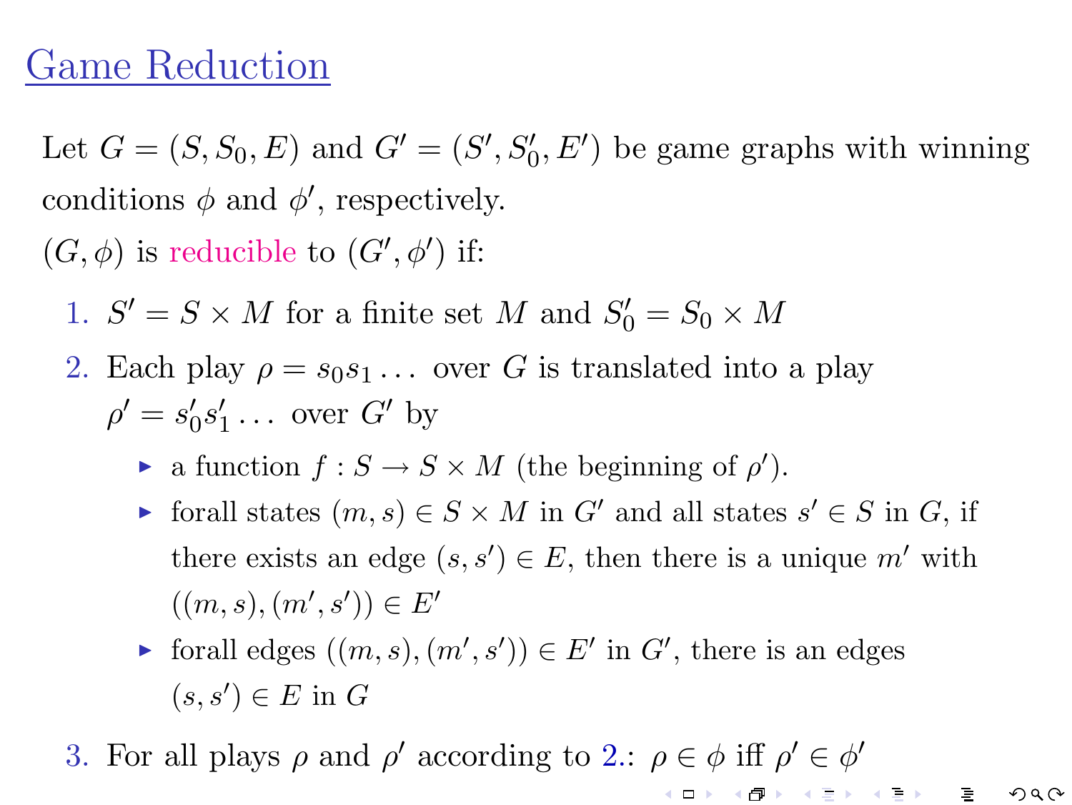# Game Reduction

Let $G = (S, S_0, E)$ and $G' = (S', S_0', E')$ be game graphs with winning conditions $\phi$ and $\phi'$, respectively.

$(G, \phi)$ is reducible to $(G', \phi')$ if:

1. $S' = S \times M$ for a finite set $M$ and $S_0' = S_0 \times M$
2. Each play $\rho = s_0 s_1 \ldots$ over $G$ is translated into a play $\rho' = s_0' s_1' \ldots$ over $G'$ by
   - a function $f : S \to S \times M$ (the beginning of $\rho'$).
   - forall states $(m, s) \in S \times M$ in $G'$ and all states $s' \in S$ in $G$, if there exists an edge $(s, s') \in E$, then there is a unique $m'$ with $((m, s), (m', s')) \in E'$
   - forall edges $((m, s), (m', s')) \in E'$ in $G'$, there is an edges $(s, s') \in E$ in $G$
3. For all plays $\rho$ and $\rho'$ according to 2.: $\rho \in \phi$ iff $\rho' \in \phi'$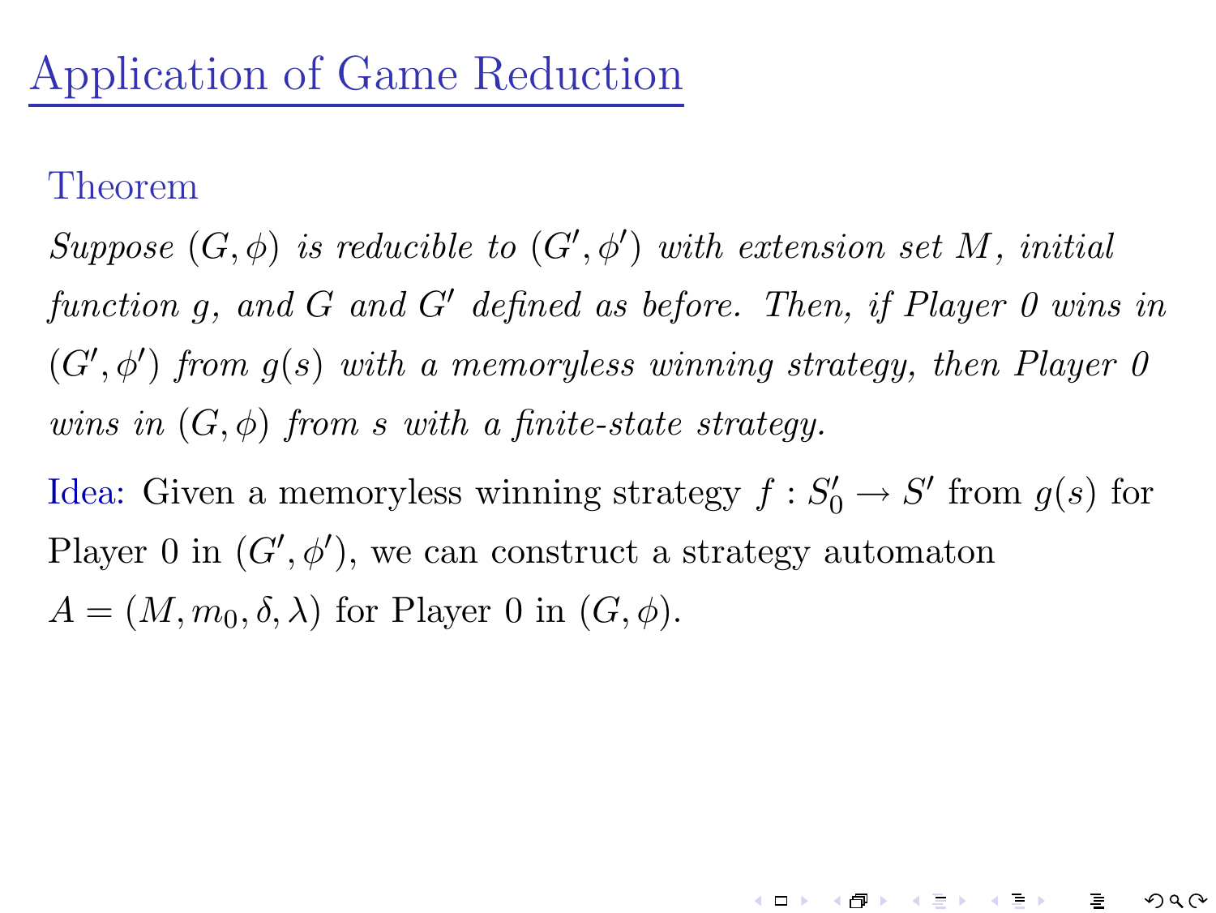# Application of Game Reduction

**Theorem**

*Suppose $(G, \phi)$ is reducible to $(G', \phi')$ with extension set $M$, initial function $g$, and $G$ and $G'$ defined as before. Then, if Player 0 wins in $(G', \phi')$ from $g(s)$ with a memoryless winning strategy, then Player 0 wins in $(G, \phi)$ from $s$ with a finite-state strategy.*

**Idea:** Given a memoryless winning strategy $f : S'_0 \rightarrow S'$ from $g(s)$ for Player 0 in $(G', \phi')$, we can construct a strategy automaton $A = (M, m_0, \delta, \lambda)$ for Player 0 in $(G, \phi)$.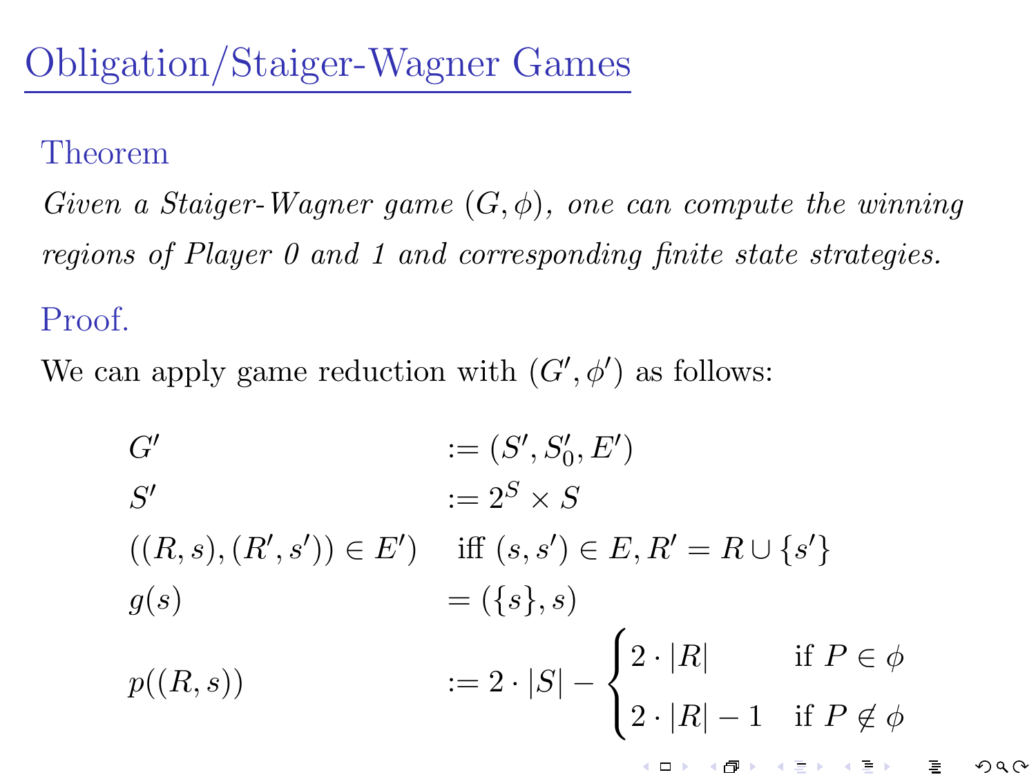# Obligation/Staiger-Wagner Games

**Theorem**

*Given a Staiger-Wagner game $(G, \phi)$, one can compute the winning regions of Player 0 and 1 and corresponding finite state strategies.*

**Proof.**

We can apply game reduction with $(G', \phi')$ as follows:

$$
\begin{aligned}
G' &:= (S', S'_0, E') \\
S' &:= 2^S \times S \\
((R, s), (R', s')) \in E') &\quad \text{iff } (s, s') \in E, R' = R \cup \{s'\} \\
g(s) &= (\{s\}, s) \\
p((R, s)) &:= 2 \cdot |S| - \begin{cases} 2 \cdot |R| & \text{if } P \in \phi \\ 2 \cdot |R| - 1 & \text{if } P \notin \phi \end{cases}
\end{aligned}
$$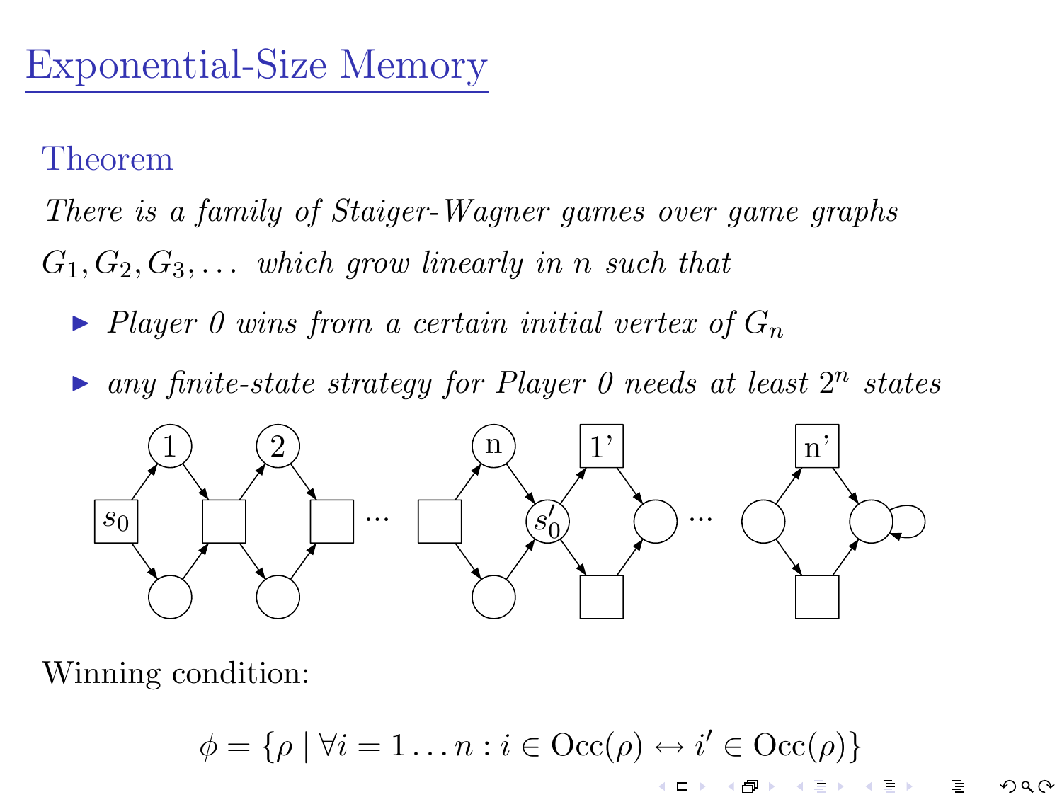# Exponential-Size Memory

## Theorem

*There is a family of Staiger-Wagner games over game graphs $G_1, G_2, G_3, \ldots$ which grow linearly in $n$ such that*

- *Player 0 wins from a certain initial vertex of $G_n$*
- *any finite-state strategy for Player 0 needs at least $2^n$ states*

Winning condition:

$$\phi = \{\rho \mid \forall i = 1 \ldots n : i \in \mathrm{Occ}(\rho) \leftrightarrow i' \in \mathrm{Occ}(\rho)\}$$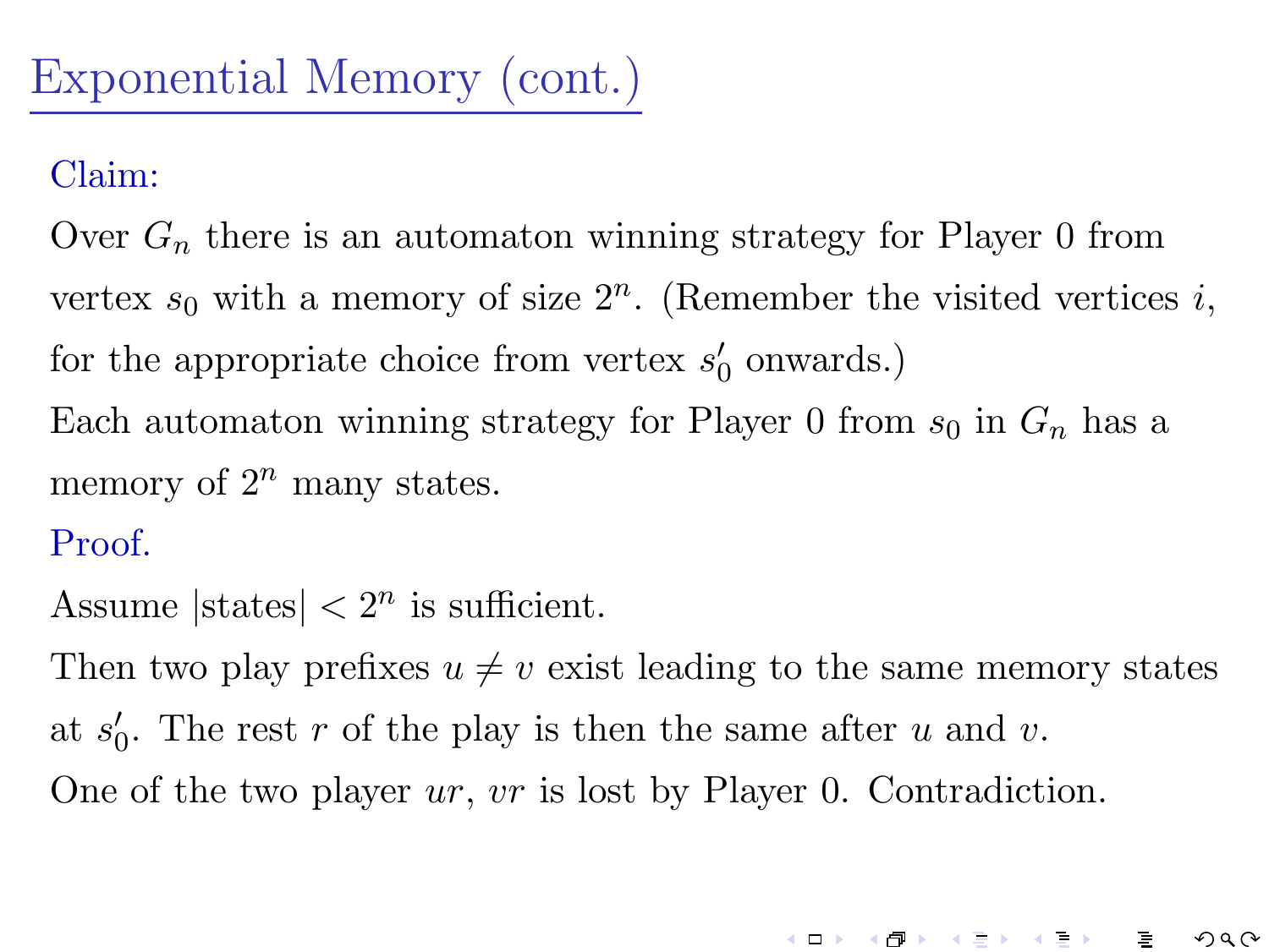# Exponential Memory (cont.)

Claim:

Over $G_n$ there is an automaton winning strategy for Player 0 from vertex $s_0$ with a memory of size $2^n$. (Remember the visited vertices $i$, for the appropriate choice from vertex $s'_0$ onwards.)

Each automaton winning strategy for Player 0 from $s_0$ in $G_n$ has a memory of $2^n$ many states.

Proof.

Assume $|\text{states}| < 2^n$ is sufficient.

Then two play prefixes $u \neq v$ exist leading to the same memory states at $s'_0$. The rest $r$ of the play is then the same after $u$ and $v$.

One of the two player $ur$, $vr$ is lost by Player 0. Contradiction.